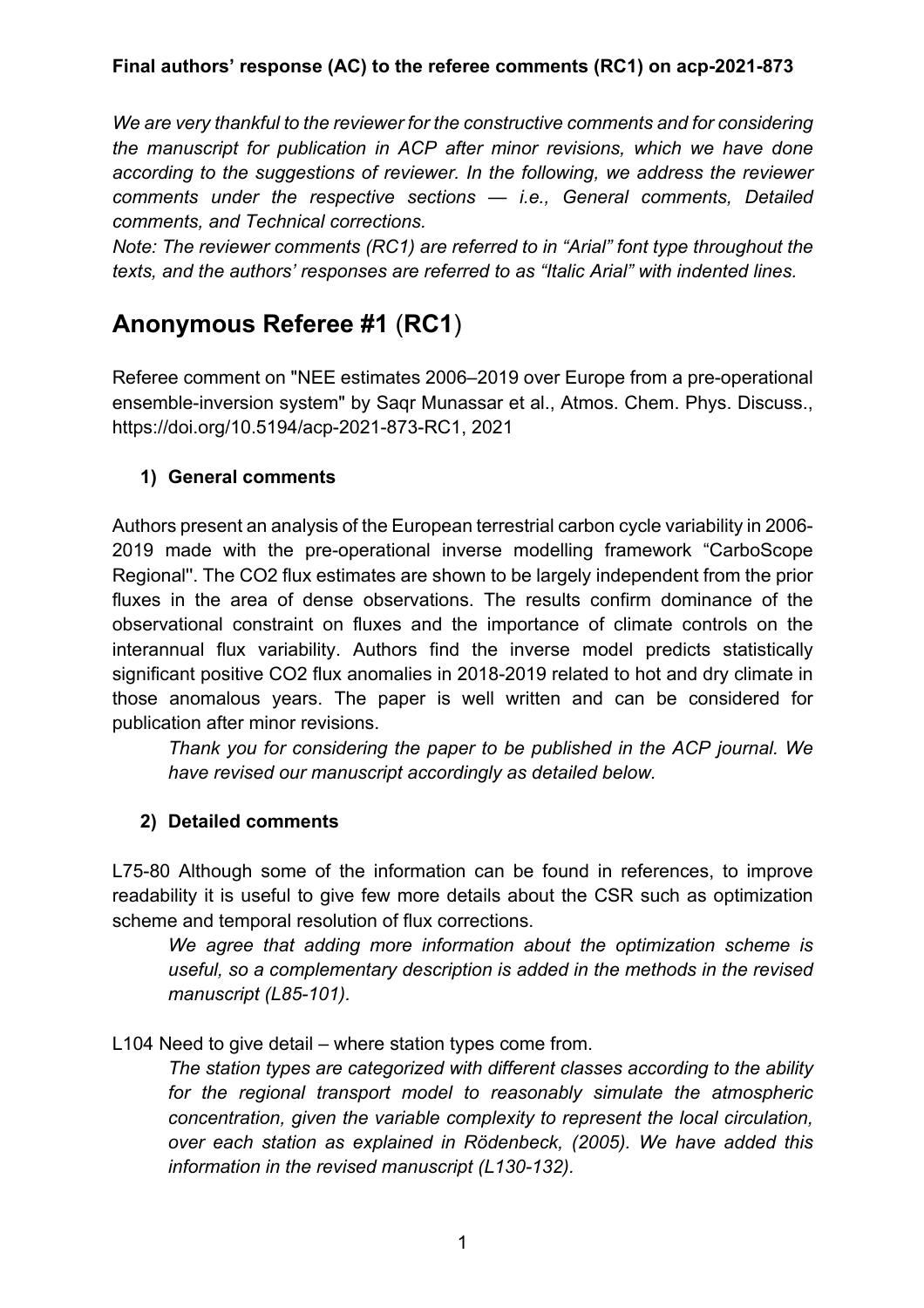**Final authors' response (AC) to the referee comments (RC1) on acp-2021-873**

*We are very thankful to the reviewer for the constructive comments and for considering the manuscript for publication in ACP after minor revisions, which we have done according to the suggestions of reviewer. In the following, we address the reviewer comments under the respective sections — i.e., General comments, Detailed comments, and Technical corrections.*

*Note: The reviewer comments (RC1) are referred to in "Arial" font type throughout the texts, and the authors' responses are referred to as "Italic Arial" with indented lines.*

# Anonymous Referee #1 (**RC1**)

Referee comment on "NEE estimates 2006–2019 over Europe from a pre-operational ensemble-inversion system" by Saqr Munassar et al., Atmos. Chem. Phys. Discuss., https://doi.org/10.5194/acp-2021-873-RC1, 2021

## 1) General comments

Authors present an analysis of the European terrestrial carbon cycle variability in 2006-2019 made with the pre-operational inverse modelling framework "CarboScope Regional". The $CO_2$ flux estimates are shown to be largely independent from the prior fluxes in the area of dense observations. The results confirm dominance of the observational constraint on fluxes and the importance of climate controls on the interannual flux variability. Authors find the inverse model predicts statistically significant positive $CO_2$ flux anomalies in 2018-2019 related to hot and dry climate in those anomalous years. The paper is well written and can be considered for publication after minor revisions.

> *Thank you for considering the paper to be published in the ACP journal. We have revised our manuscript accordingly as detailed below.*

## 2) Detailed comments

L75-80 Although some of the information can be found in references, to improve readability it is useful to give few more details about the CSR such as optimization scheme and temporal resolution of flux corrections.

> *We agree that adding more information about the optimization scheme is useful, so a complementary description is added in the methods in the revised manuscript (L85-101).*

L104 Need to give detail – where station types come from.

> *The station types are categorized with different classes according to the ability for the regional transport model to reasonably simulate the atmospheric concentration, given the variable complexity to represent the local circulation, over each station as explained in Rödenbeck, (2005). We have added this information in the revised manuscript (L130-132).*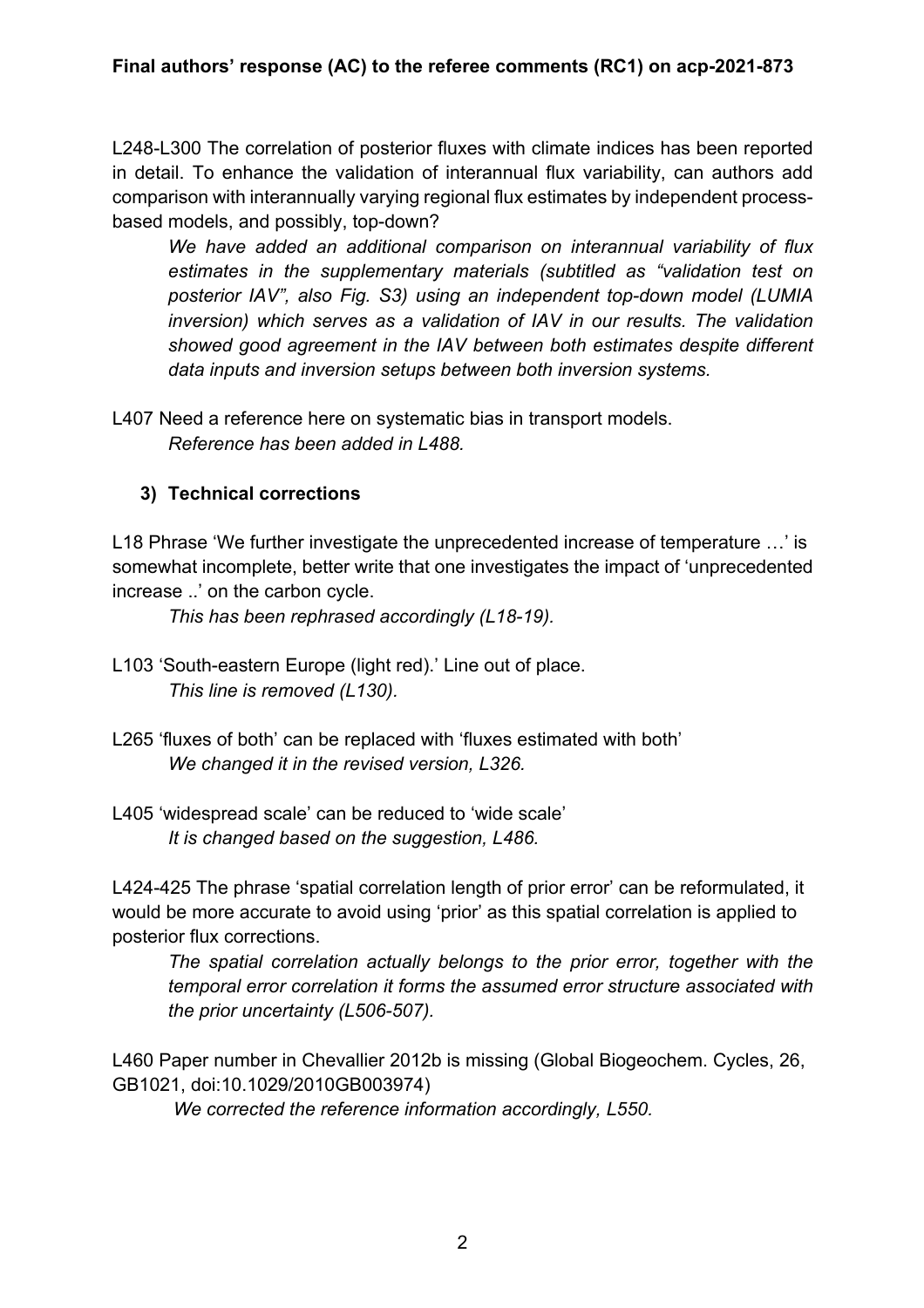**Final authors' response (AC) to the referee comments (RC1) on acp-2021-873**

L248-L300 The correlation of posterior fluxes with climate indices has been reported in detail. To enhance the validation of interannual flux variability, can authors add comparison with interannually varying regional flux estimates by independent process-based models, and possibly, top-down?

> *We have added an additional comparison on interannual variability of flux estimates in the supplementary materials (subtitled as "validation test on posterior IAV", also Fig. S3) using an independent top-down model (LUMIA inversion) which serves as a validation of IAV in our results. The validation showed good agreement in the IAV between both estimates despite different data inputs and inversion setups between both inversion systems.*

L407 Need a reference here on systematic bias in transport models.

> *Reference has been added in L488.*

### 3) Technical corrections

L18 Phrase 'We further investigate the unprecedented increase of temperature …' is somewhat incomplete, better write that one investigates the impact of 'unprecedented increase ..' on the carbon cycle.

> *This has been rephrased accordingly (L18-19).*

L103 'South-eastern Europe (light red).' Line out of place.

> *This line is removed (L130).*

L265 'fluxes of both' can be replaced with 'fluxes estimated with both'

> *We changed it in the revised version, L326.*

L405 'widespread scale' can be reduced to 'wide scale'

> *It is changed based on the suggestion, L486.*

L424-425 The phrase 'spatial correlation length of prior error' can be reformulated, it would be more accurate to avoid using 'prior' as this spatial correlation is applied to posterior flux corrections.

> *The spatial correlation actually belongs to the prior error, together with the temporal error correlation it forms the assumed error structure associated with the prior uncertainty (L506-507).*

L460 Paper number in Chevallier 2012b is missing (Global Biogeochem. Cycles, 26, GB1021, doi:10.1029/2010GB003974)

> *We corrected the reference information accordingly, L550.*